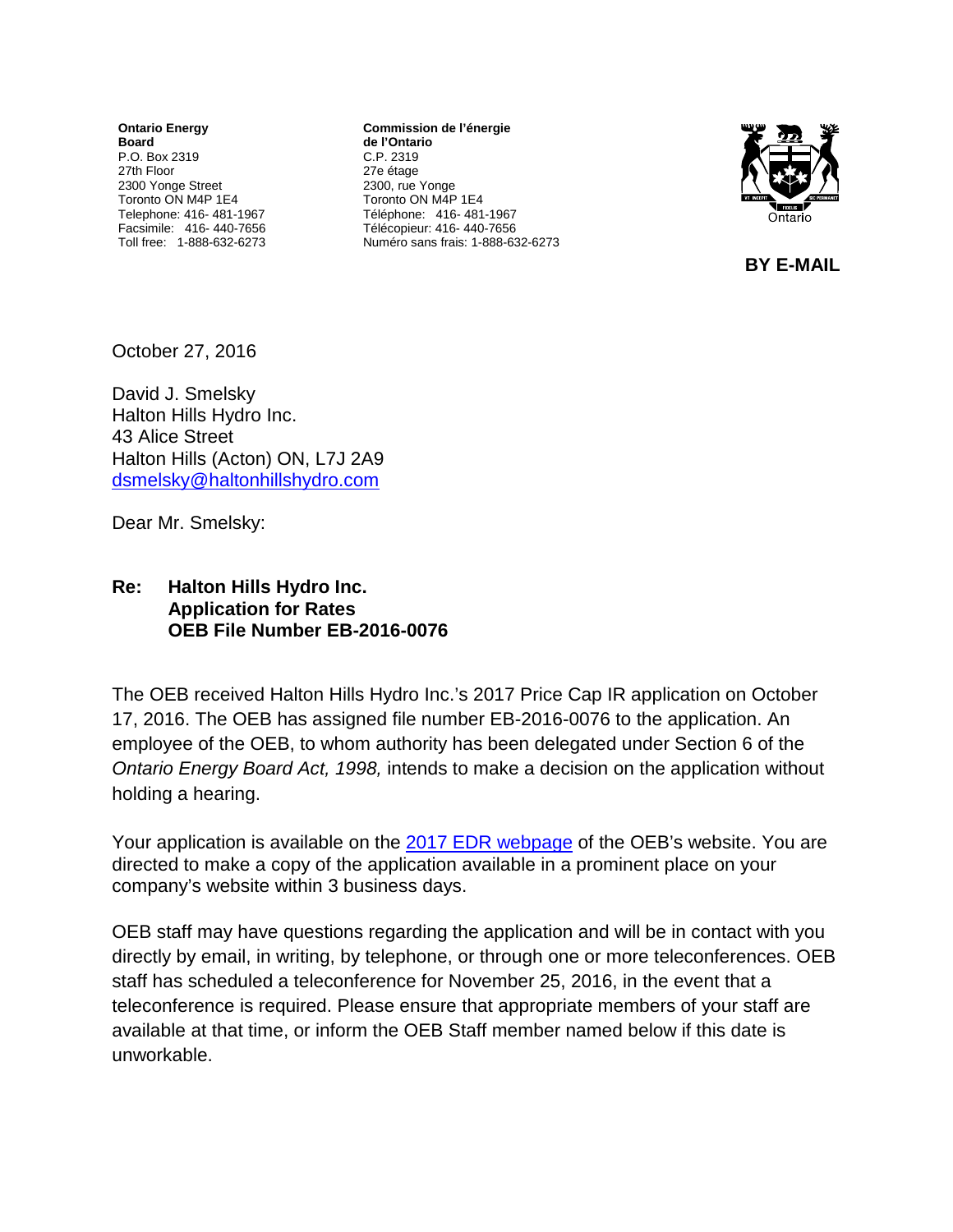**Ontario Energy Board**
P.O. Box 2319
27th Floor
2300 Yonge Street
Toronto ON M4P 1E4
Telephone: 416- 481-1967
Facsimile: 416- 440-7656
Toll free: 1-888-632-6273

**Commission de l'énergie de l'Ontario**
C.P. 2319
27e étage
2300, rue Yonge
Toronto ON M4P 1E4
Téléphone: 416- 481-1967
Télécopieur: 416- 440-7656
Numéro sans frais: 1-888-632-6273

**BY E-MAIL**

October 27, 2016

David J. Smelsky
Halton Hills Hydro Inc.
43 Alice Street
Halton Hills (Acton) ON, L7J 2A9
dsmelsky@haltonhillshydro.com

Dear Mr. Smelsky:

**Re: Halton Hills Hydro Inc.**
**Application for Rates**
**OEB File Number EB-2016-0076**

The OEB received Halton Hills Hydro Inc.'s 2017 Price Cap IR application on October 17, 2016. The OEB has assigned file number EB-2016-0076 to the application. An employee of the OEB, to whom authority has been delegated under Section 6 of the *Ontario Energy Board Act, 1998,* intends to make a decision on the application without holding a hearing.

Your application is available on the 2017 EDR webpage of the OEB's website. You are directed to make a copy of the application available in a prominent place on your company's website within 3 business days.

OEB staff may have questions regarding the application and will be in contact with you directly by email, in writing, by telephone, or through one or more teleconferences. OEB staff has scheduled a teleconference for November 25, 2016, in the event that a teleconference is required. Please ensure that appropriate members of your staff are available at that time, or inform the OEB Staff member named below if this date is unworkable.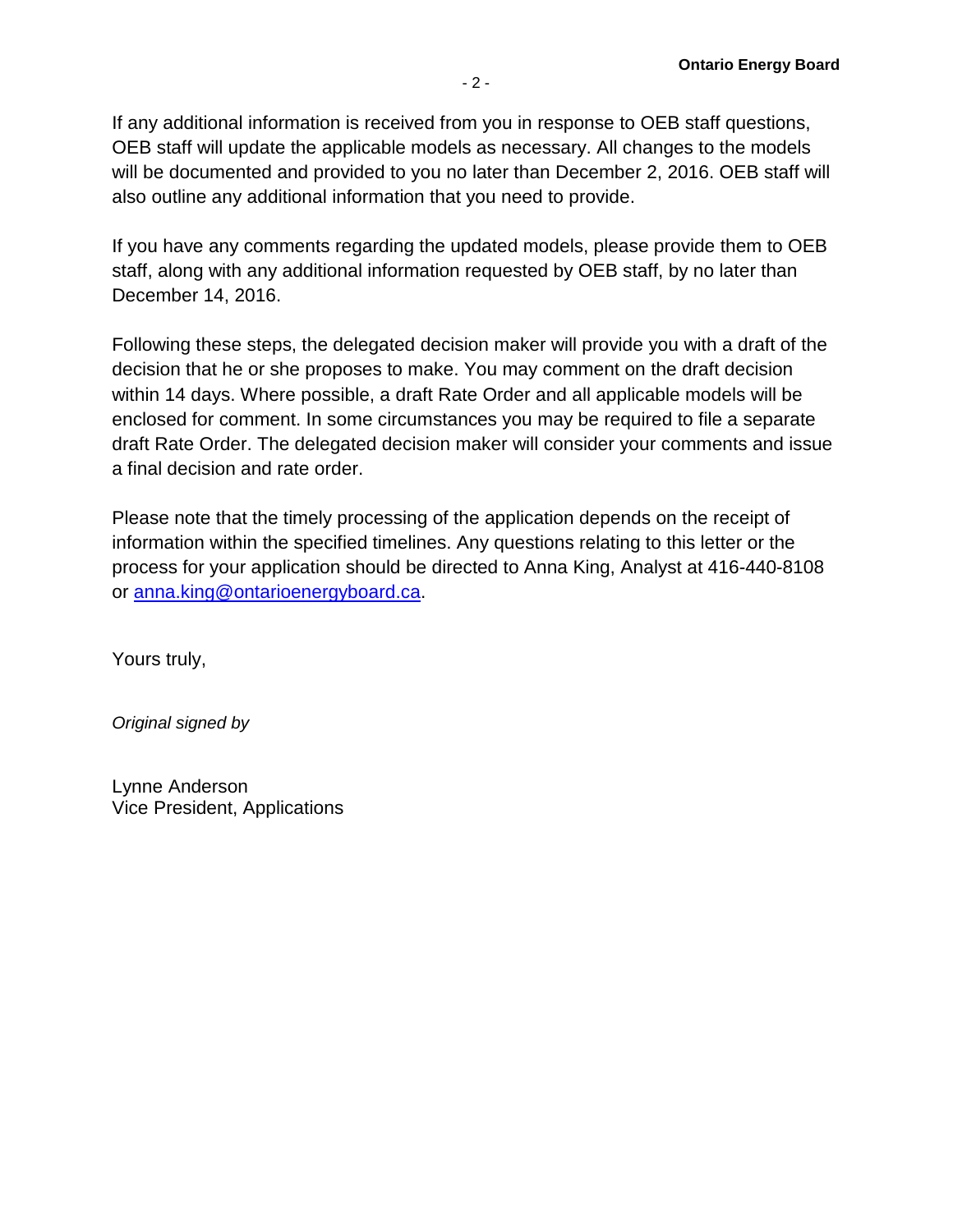If any additional information is received from you in response to OEB staff questions, OEB staff will update the applicable models as necessary. All changes to the models will be documented and provided to you no later than December 2, 2016. OEB staff will also outline any additional information that you need to provide.

If you have any comments regarding the updated models, please provide them to OEB staff, along with any additional information requested by OEB staff, by no later than December 14, 2016.

Following these steps, the delegated decision maker will provide you with a draft of the decision that he or she proposes to make. You may comment on the draft decision within 14 days. Where possible, a draft Rate Order and all applicable models will be enclosed for comment. In some circumstances you may be required to file a separate draft Rate Order. The delegated decision maker will consider your comments and issue a final decision and rate order.

Please note that the timely processing of the application depends on the receipt of information within the specified timelines. Any questions relating to this letter or the process for your application should be directed to Anna King, Analyst at 416-440-8108 or anna.king@ontarioenergyboard.ca.

Yours truly,

*Original signed by*

Lynne Anderson
Vice President, Applications